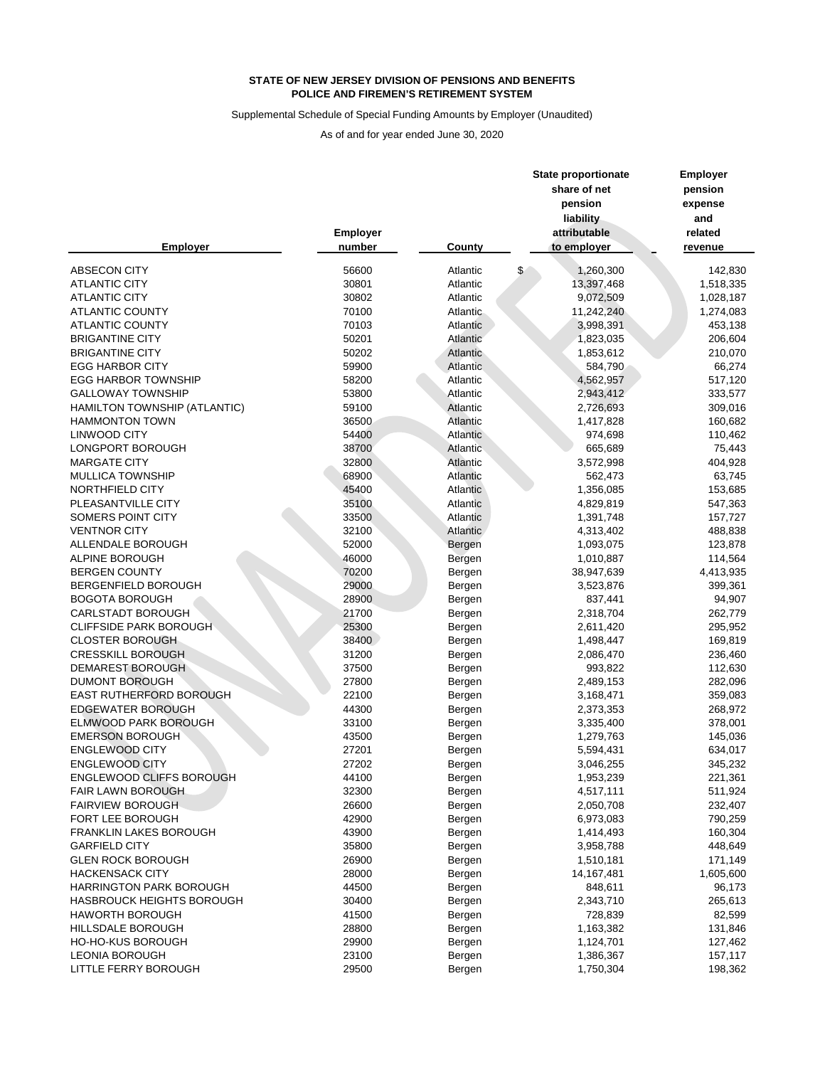**STATE OF NEW JERSEY DIVISION OF PENSIONS AND BENEFITS**
**POLICE AND FIREMEN'S RETIREMENT SYSTEM**

Supplemental Schedule of Special Funding Amounts by Employer (Unaudited)

As of and for year ended June 30, 2020

| Employer | Employer number | County | State proportionate share of net pension liability attributable to employer | Employer pension expense and related revenue |
|---|---|---|---|---|
| ABSECON CITY | 56600 | Atlantic | $ 1,260,300 | 142,830 |
| ATLANTIC CITY | 30801 | Atlantic | 13,397,468 | 1,518,335 |
| ATLANTIC CITY | 30802 | Atlantic | 9,072,509 | 1,028,187 |
| ATLANTIC COUNTY | 70100 | Atlantic | 11,242,240 | 1,274,083 |
| ATLANTIC COUNTY | 70103 | Atlantic | 3,998,391 | 453,138 |
| BRIGANTINE CITY | 50201 | Atlantic | 1,823,035 | 206,604 |
| BRIGANTINE CITY | 50202 | Atlantic | 1,853,612 | 210,070 |
| EGG HARBOR CITY | 59900 | Atlantic | 584,790 | 66,274 |
| EGG HARBOR TOWNSHIP | 58200 | Atlantic | 4,562,957 | 517,120 |
| GALLOWAY TOWNSHIP | 53800 | Atlantic | 2,943,412 | 333,577 |
| HAMILTON TOWNSHIP (ATLANTIC) | 59100 | Atlantic | 2,726,693 | 309,016 |
| HAMMONTON TOWN | 36500 | Atlantic | 1,417,828 | 160,682 |
| LINWOOD CITY | 54400 | Atlantic | 974,698 | 110,462 |
| LONGPORT BOROUGH | 38700 | Atlantic | 665,689 | 75,443 |
| MARGATE CITY | 32800 | Atlantic | 3,572,998 | 404,928 |
| MULLICA TOWNSHIP | 68900 | Atlantic | 562,473 | 63,745 |
| NORTHFIELD CITY | 45400 | Atlantic | 1,356,085 | 153,685 |
| PLEASANTVILLE CITY | 35100 | Atlantic | 4,829,819 | 547,363 |
| SOMERS POINT CITY | 33500 | Atlantic | 1,391,748 | 157,727 |
| VENTNOR CITY | 32100 | Atlantic | 4,313,402 | 488,838 |
| ALLENDALE BOROUGH | 52000 | Bergen | 1,093,075 | 123,878 |
| ALPINE BOROUGH | 46000 | Bergen | 1,010,887 | 114,564 |
| BERGEN COUNTY | 70200 | Bergen | 38,947,639 | 4,413,935 |
| BERGENFIELD BOROUGH | 29000 | Bergen | 3,523,876 | 399,361 |
| BOGOTA BOROUGH | 28900 | Bergen | 837,441 | 94,907 |
| CARLSTADT BOROUGH | 21700 | Bergen | 2,318,704 | 262,779 |
| CLIFFSIDE PARK BOROUGH | 25300 | Bergen | 2,611,420 | 295,952 |
| CLOSTER BOROUGH | 38400 | Bergen | 1,498,447 | 169,819 |
| CRESSKILL BOROUGH | 31200 | Bergen | 2,086,470 | 236,460 |
| DEMAREST BOROUGH | 37500 | Bergen | 993,822 | 112,630 |
| DUMONT BOROUGH | 27800 | Bergen | 2,489,153 | 282,096 |
| EAST RUTHERFORD BOROUGH | 22100 | Bergen | 3,168,471 | 359,083 |
| EDGEWATER BOROUGH | 44300 | Bergen | 2,373,353 | 268,972 |
| ELMWOOD PARK BOROUGH | 33100 | Bergen | 3,335,400 | 378,001 |
| EMERSON BOROUGH | 43500 | Bergen | 1,279,763 | 145,036 |
| ENGLEWOOD CITY | 27201 | Bergen | 5,594,431 | 634,017 |
| ENGLEWOOD CITY | 27202 | Bergen | 3,046,255 | 345,232 |
| ENGLEWOOD CLIFFS BOROUGH | 44100 | Bergen | 1,953,239 | 221,361 |
| FAIR LAWN BOROUGH | 32300 | Bergen | 4,517,111 | 511,924 |
| FAIRVIEW BOROUGH | 26600 | Bergen | 2,050,708 | 232,407 |
| FORT LEE BOROUGH | 42900 | Bergen | 6,973,083 | 790,259 |
| FRANKLIN LAKES BOROUGH | 43900 | Bergen | 1,414,493 | 160,304 |
| GARFIELD CITY | 35800 | Bergen | 3,958,788 | 448,649 |
| GLEN ROCK BOROUGH | 26900 | Bergen | 1,510,181 | 171,149 |
| HACKENSACK CITY | 28000 | Bergen | 14,167,481 | 1,605,600 |
| HARRINGTON PARK BOROUGH | 44500 | Bergen | 848,611 | 96,173 |
| HASBROUCK HEIGHTS BOROUGH | 30400 | Bergen | 2,343,710 | 265,613 |
| HAWORTH BOROUGH | 41500 | Bergen | 728,839 | 82,599 |
| HILLSDALE BOROUGH | 28800 | Bergen | 1,163,382 | 131,846 |
| HO-HO-KUS BOROUGH | 29900 | Bergen | 1,124,701 | 127,462 |
| LEONIA BOROUGH | 23100 | Bergen | 1,386,367 | 157,117 |
| LITTLE FERRY BOROUGH | 29500 | Bergen | 1,750,304 | 198,362 |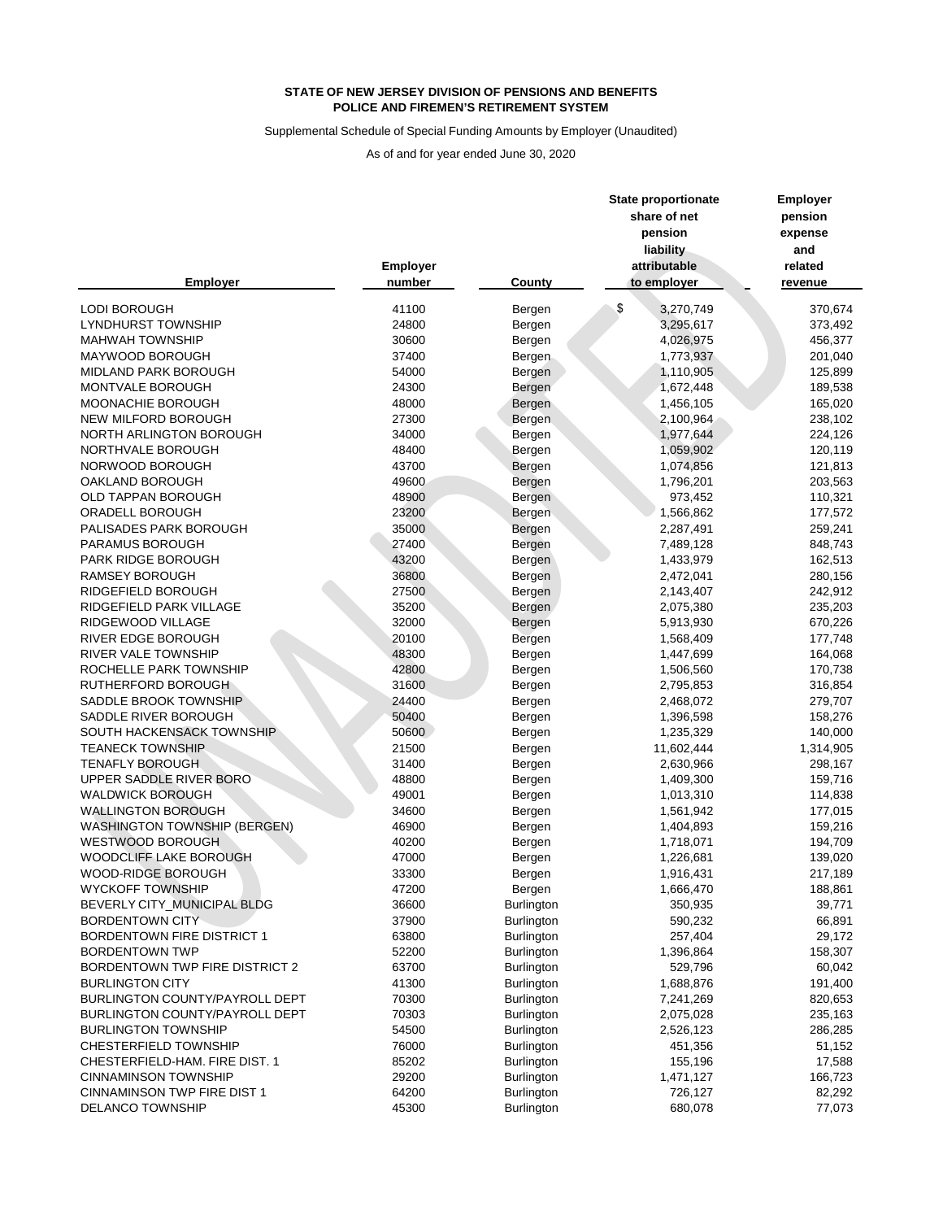**STATE OF NEW JERSEY DIVISION OF PENSIONS AND BENEFITS**
**POLICE AND FIREMEN'S RETIREMENT SYSTEM**

Supplemental Schedule of Special Funding Amounts by Employer (Unaudited)

As of and for year ended June 30, 2020

| Employer | Employer number | County | State proportionate share of net pension liability attributable to employer | Employer pension expense and related revenue |
|---|---|---|---|---|
| LODI BOROUGH | 41100 | Bergen | $ 3,270,749 | 370,674 |
| LYNDHURST TOWNSHIP | 24800 | Bergen | 3,295,617 | 373,492 |
| MAHWAH TOWNSHIP | 30600 | Bergen | 4,026,975 | 456,377 |
| MAYWOOD BOROUGH | 37400 | Bergen | 1,773,937 | 201,040 |
| MIDLAND PARK BOROUGH | 54000 | Bergen | 1,110,905 | 125,899 |
| MONTVALE BOROUGH | 24300 | Bergen | 1,672,448 | 189,538 |
| MOONACHIE BOROUGH | 48000 | Bergen | 1,456,105 | 165,020 |
| NEW MILFORD BOROUGH | 27300 | Bergen | 2,100,964 | 238,102 |
| NORTH ARLINGTON BOROUGH | 34000 | Bergen | 1,977,644 | 224,126 |
| NORTHVALE BOROUGH | 48400 | Bergen | 1,059,902 | 120,119 |
| NORWOOD BOROUGH | 43700 | Bergen | 1,074,856 | 121,813 |
| OAKLAND BOROUGH | 49600 | Bergen | 1,796,201 | 203,563 |
| OLD TAPPAN BOROUGH | 48900 | Bergen | 973,452 | 110,321 |
| ORADELL BOROUGH | 23200 | Bergen | 1,566,862 | 177,572 |
| PALISADES PARK BOROUGH | 35000 | Bergen | 2,287,491 | 259,241 |
| PARAMUS BOROUGH | 27400 | Bergen | 7,489,128 | 848,743 |
| PARK RIDGE BOROUGH | 43200 | Bergen | 1,433,979 | 162,513 |
| RAMSEY BOROUGH | 36800 | Bergen | 2,472,041 | 280,156 |
| RIDGEFIELD BOROUGH | 27500 | Bergen | 2,143,407 | 242,912 |
| RIDGEFIELD PARK VILLAGE | 35200 | Bergen | 2,075,380 | 235,203 |
| RIDGEWOOD VILLAGE | 32000 | Bergen | 5,913,930 | 670,226 |
| RIVER EDGE BOROUGH | 20100 | Bergen | 1,568,409 | 177,748 |
| RIVER VALE TOWNSHIP | 48300 | Bergen | 1,447,699 | 164,068 |
| ROCHELLE PARK TOWNSHIP | 42800 | Bergen | 1,506,560 | 170,738 |
| RUTHERFORD BOROUGH | 31600 | Bergen | 2,795,853 | 316,854 |
| SADDLE BROOK TOWNSHIP | 24400 | Bergen | 2,468,072 | 279,707 |
| SADDLE RIVER BOROUGH | 50400 | Bergen | 1,396,598 | 158,276 |
| SOUTH HACKENSACK TOWNSHIP | 50600 | Bergen | 1,235,329 | 140,000 |
| TEANECK TOWNSHIP | 21500 | Bergen | 11,602,444 | 1,314,905 |
| TENAFLY BOROUGH | 31400 | Bergen | 2,630,966 | 298,167 |
| UPPER SADDLE RIVER BORO | 48800 | Bergen | 1,409,300 | 159,716 |
| WALDWICK BOROUGH | 49001 | Bergen | 1,013,310 | 114,838 |
| WALLINGTON BOROUGH | 34600 | Bergen | 1,561,942 | 177,015 |
| WASHINGTON TOWNSHIP (BERGEN) | 46900 | Bergen | 1,404,893 | 159,216 |
| WESTWOOD BOROUGH | 40200 | Bergen | 1,718,071 | 194,709 |
| WOODCLIFF LAKE BOROUGH | 47000 | Bergen | 1,226,681 | 139,020 |
| WOOD-RIDGE BOROUGH | 33300 | Bergen | 1,916,431 | 217,189 |
| WYCKOFF TOWNSHIP | 47200 | Bergen | 1,666,470 | 188,861 |
| BEVERLY CITY_MUNICIPAL BLDG | 36600 | Burlington | 350,935 | 39,771 |
| BORDENTOWN CITY | 37900 | Burlington | 590,232 | 66,891 |
| BORDENTOWN FIRE DISTRICT 1 | 63800 | Burlington | 257,404 | 29,172 |
| BORDENTOWN TWP | 52200 | Burlington | 1,396,864 | 158,307 |
| BORDENTOWN TWP FIRE DISTRICT 2 | 63700 | Burlington | 529,796 | 60,042 |
| BURLINGTON CITY | 41300 | Burlington | 1,688,876 | 191,400 |
| BURLINGTON COUNTY/PAYROLL DEPT | 70300 | Burlington | 7,241,269 | 820,653 |
| BURLINGTON COUNTY/PAYROLL DEPT | 70303 | Burlington | 2,075,028 | 235,163 |
| BURLINGTON TOWNSHIP | 54500 | Burlington | 2,526,123 | 286,285 |
| CHESTERFIELD TOWNSHIP | 76000 | Burlington | 451,356 | 51,152 |
| CHESTERFIELD-HAM. FIRE DIST. 1 | 85202 | Burlington | 155,196 | 17,588 |
| CINNAMINSON TOWNSHIP | 29200 | Burlington | 1,471,127 | 166,723 |
| CINNAMINSON TWP FIRE DIST 1 | 64200 | Burlington | 726,127 | 82,292 |
| DELANCO TOWNSHIP | 45300 | Burlington | 680,078 | 77,073 |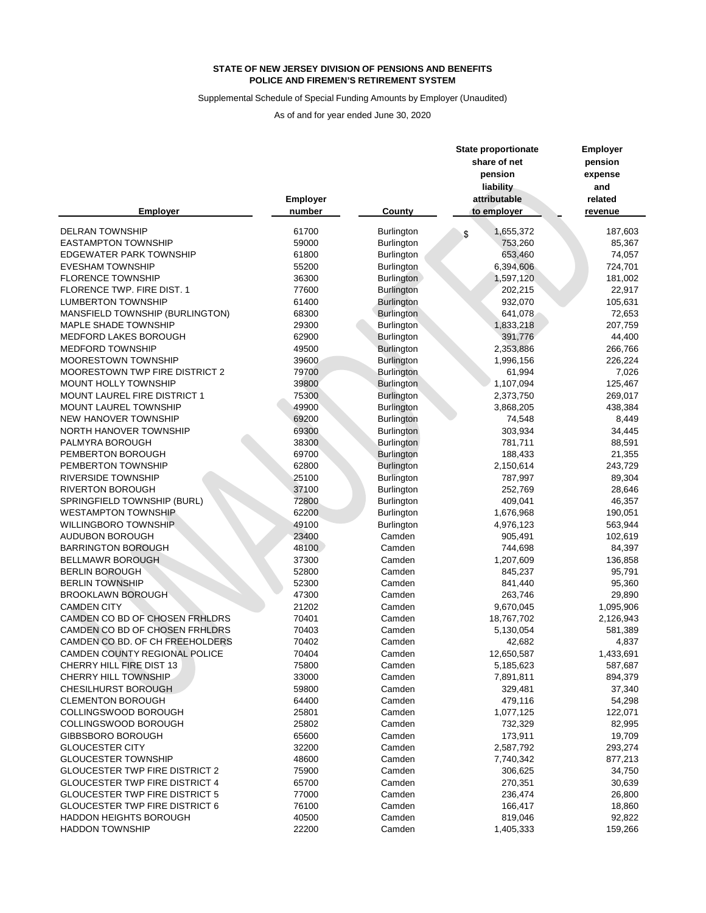**STATE OF NEW JERSEY DIVISION OF PENSIONS AND BENEFITS**
**POLICE AND FIREMEN'S RETIREMENT SYSTEM**

Supplemental Schedule of Special Funding Amounts by Employer (Unaudited)

As of and for year ended June 30, 2020

| Employer | Employer number | County | State proportionate share of net pension liability attributable to employer | Employer pension expense and related revenue |
|---|---|---|---|---|
| DELRAN TOWNSHIP | 61700 | Burlington | $ 1,655,372 | 187,603 |
| EASTAMPTON TOWNSHIP | 59000 | Burlington | 753,260 | 85,367 |
| EDGEWATER PARK TOWNSHIP | 61800 | Burlington | 653,460 | 74,057 |
| EVESHAM TOWNSHIP | 55200 | Burlington | 6,394,606 | 724,701 |
| FLORENCE TOWNSHIP | 36300 | Burlington | 1,597,120 | 181,002 |
| FLORENCE TWP. FIRE DIST. 1 | 77600 | Burlington | 202,215 | 22,917 |
| LUMBERTON TOWNSHIP | 61400 | Burlington | 932,070 | 105,631 |
| MANSFIELD TOWNSHIP (BURLINGTON) | 68300 | Burlington | 641,078 | 72,653 |
| MAPLE SHADE TOWNSHIP | 29300 | Burlington | 1,833,218 | 207,759 |
| MEDFORD LAKES BOROUGH | 62900 | Burlington | 391,776 | 44,400 |
| MEDFORD TOWNSHIP | 49500 | Burlington | 2,353,886 | 266,766 |
| MOORESTOWN TOWNSHIP | 39600 | Burlington | 1,996,156 | 226,224 |
| MOORESTOWN TWP FIRE DISTRICT 2 | 79700 | Burlington | 61,994 | 7,026 |
| MOUNT HOLLY TOWNSHIP | 39800 | Burlington | 1,107,094 | 125,467 |
| MOUNT LAUREL FIRE DISTRICT 1 | 75300 | Burlington | 2,373,750 | 269,017 |
| MOUNT LAUREL TOWNSHIP | 49900 | Burlington | 3,868,205 | 438,384 |
| NEW HANOVER TOWNSHIP | 69200 | Burlington | 74,548 | 8,449 |
| NORTH HANOVER TOWNSHIP | 69300 | Burlington | 303,934 | 34,445 |
| PALMYRA BOROUGH | 38300 | Burlington | 781,711 | 88,591 |
| PEMBERTON BOROUGH | 69700 | Burlington | 188,433 | 21,355 |
| PEMBERTON TOWNSHIP | 62800 | Burlington | 2,150,614 | 243,729 |
| RIVERSIDE TOWNSHIP | 25100 | Burlington | 787,997 | 89,304 |
| RIVERTON BOROUGH | 37100 | Burlington | 252,769 | 28,646 |
| SPRINGFIELD TOWNSHIP (BURL) | 72800 | Burlington | 409,041 | 46,357 |
| WESTAMPTON TOWNSHIP | 62200 | Burlington | 1,676,968 | 190,051 |
| WILLINGBORO TOWNSHIP | 49100 | Burlington | 4,976,123 | 563,944 |
| AUDUBON BOROUGH | 23400 | Camden | 905,491 | 102,619 |
| BARRINGTON BOROUGH | 48100 | Camden | 744,698 | 84,397 |
| BELLMAWR BOROUGH | 37300 | Camden | 1,207,609 | 136,858 |
| BERLIN BOROUGH | 52800 | Camden | 845,237 | 95,791 |
| BERLIN TOWNSHIP | 52300 | Camden | 841,440 | 95,360 |
| BROOKLAWN BOROUGH | 47300 | Camden | 263,746 | 29,890 |
| CAMDEN CITY | 21202 | Camden | 9,670,045 | 1,095,906 |
| CAMDEN CO BD OF CHOSEN FRHLDRS | 70401 | Camden | 18,767,702 | 2,126,943 |
| CAMDEN CO BD OF CHOSEN FRHLDRS | 70403 | Camden | 5,130,054 | 581,389 |
| CAMDEN CO BD. OF CH FREEHOLDERS | 70402 | Camden | 42,682 | 4,837 |
| CAMDEN COUNTY REGIONAL POLICE | 70404 | Camden | 12,650,587 | 1,433,691 |
| CHERRY HILL FIRE DIST 13 | 75800 | Camden | 5,185,623 | 587,687 |
| CHERRY HILL TOWNSHIP | 33000 | Camden | 7,891,811 | 894,379 |
| CHESILHURST BOROUGH | 59800 | Camden | 329,481 | 37,340 |
| CLEMENTON BOROUGH | 64400 | Camden | 479,116 | 54,298 |
| COLLINGSWOOD BOROUGH | 25801 | Camden | 1,077,125 | 122,071 |
| COLLINGSWOOD BOROUGH | 25802 | Camden | 732,329 | 82,995 |
| GIBBSBORO BOROUGH | 65600 | Camden | 173,911 | 19,709 |
| GLOUCESTER CITY | 32200 | Camden | 2,587,792 | 293,274 |
| GLOUCESTER TOWNSHIP | 48600 | Camden | 7,740,342 | 877,213 |
| GLOUCESTER TWP FIRE DISTRICT 2 | 75900 | Camden | 306,625 | 34,750 |
| GLOUCESTER TWP FIRE DISTRICT 4 | 65700 | Camden | 270,351 | 30,639 |
| GLOUCESTER TWP FIRE DISTRICT 5 | 77000 | Camden | 236,474 | 26,800 |
| GLOUCESTER TWP FIRE DISTRICT 6 | 76100 | Camden | 166,417 | 18,860 |
| HADDON HEIGHTS BOROUGH | 40500 | Camden | 819,046 | 92,822 |
| HADDON TOWNSHIP | 22200 | Camden | 1,405,333 | 159,266 |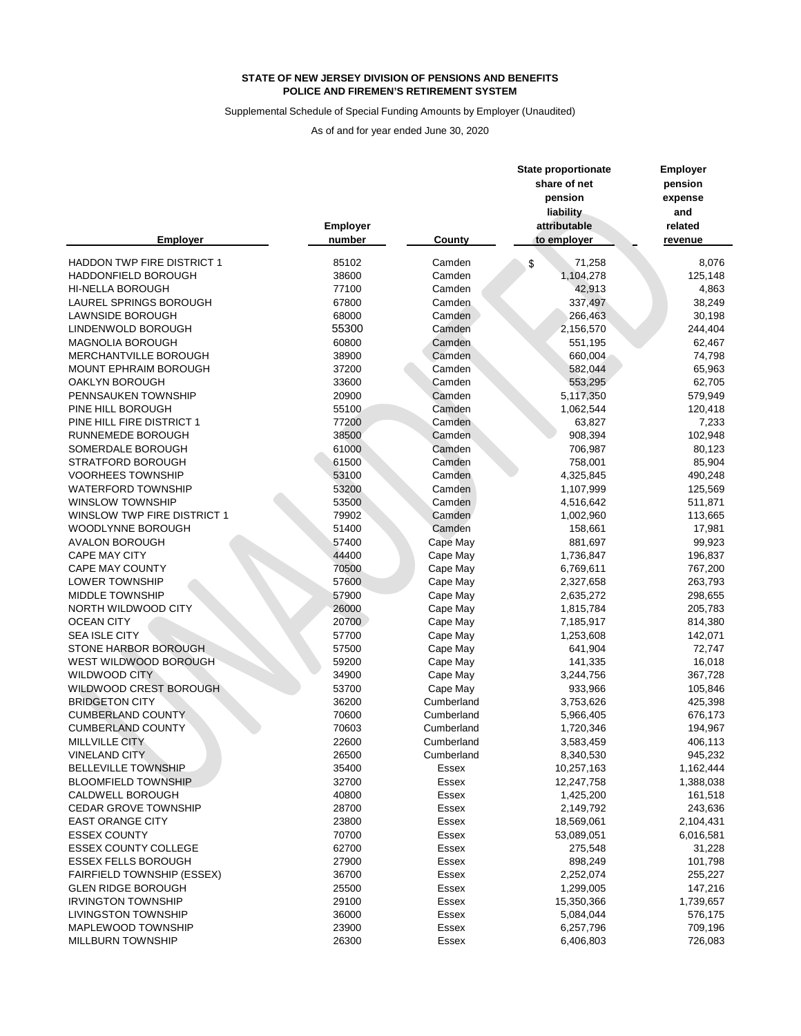**STATE OF NEW JERSEY DIVISION OF PENSIONS AND BENEFITS**
**POLICE AND FIREMEN'S RETIREMENT SYSTEM**

Supplemental Schedule of Special Funding Amounts by Employer (Unaudited)

As of and for year ended June 30, 2020

| Employer | Employer number | County | State proportionate share of net pension liability attributable to employer | Employer pension expense and related revenue |
|---|---|---|---|---|
| HADDON TWP FIRE DISTRICT 1 | 85102 | Camden | $ 71,258 | 8,076 |
| HADDONFIELD BOROUGH | 38600 | Camden | 1,104,278 | 125,148 |
| HI-NELLA BOROUGH | 77100 | Camden | 42,913 | 4,863 |
| LAUREL SPRINGS BOROUGH | 67800 | Camden | 337,497 | 38,249 |
| LAWNSIDE BOROUGH | 68000 | Camden | 266,463 | 30,198 |
| LINDENWOLD BOROUGH | 55300 | Camden | 2,156,570 | 244,404 |
| MAGNOLIA BOROUGH | 60800 | Camden | 551,195 | 62,467 |
| MERCHANTVILLE BOROUGH | 38900 | Camden | 660,004 | 74,798 |
| MOUNT EPHRAIM BOROUGH | 37200 | Camden | 582,044 | 65,963 |
| OAKLYN BOROUGH | 33600 | Camden | 553,295 | 62,705 |
| PENNSAUKEN TOWNSHIP | 20900 | Camden | 5,117,350 | 579,949 |
| PINE HILL BOROUGH | 55100 | Camden | 1,062,544 | 120,418 |
| PINE HILL FIRE DISTRICT 1 | 77200 | Camden | 63,827 | 7,233 |
| RUNNEMEDE BOROUGH | 38500 | Camden | 908,394 | 102,948 |
| SOMERDALE BOROUGH | 61000 | Camden | 706,987 | 80,123 |
| STRATFORD BOROUGH | 61500 | Camden | 758,001 | 85,904 |
| VOORHEES TOWNSHIP | 53100 | Camden | 4,325,845 | 490,248 |
| WATERFORD TOWNSHIP | 53200 | Camden | 1,107,999 | 125,569 |
| WINSLOW TOWNSHIP | 53500 | Camden | 4,516,642 | 511,871 |
| WINSLOW TWP FIRE DISTRICT 1 | 79902 | Camden | 1,002,960 | 113,665 |
| WOODLYNNE BOROUGH | 51400 | Camden | 158,661 | 17,981 |
| AVALON BOROUGH | 57400 | Cape May | 881,697 | 99,923 |
| CAPE MAY CITY | 44400 | Cape May | 1,736,847 | 196,837 |
| CAPE MAY COUNTY | 70500 | Cape May | 6,769,611 | 767,200 |
| LOWER TOWNSHIP | 57600 | Cape May | 2,327,658 | 263,793 |
| MIDDLE TOWNSHIP | 57900 | Cape May | 2,635,272 | 298,655 |
| NORTH WILDWOOD CITY | 26000 | Cape May | 1,815,784 | 205,783 |
| OCEAN CITY | 20700 | Cape May | 7,185,917 | 814,380 |
| SEA ISLE CITY | 57700 | Cape May | 1,253,608 | 142,071 |
| STONE HARBOR BOROUGH | 57500 | Cape May | 641,904 | 72,747 |
| WEST WILDWOOD BOROUGH | 59200 | Cape May | 141,335 | 16,018 |
| WILDWOOD CITY | 34900 | Cape May | 3,244,756 | 367,728 |
| WILDWOOD CREST BOROUGH | 53700 | Cape May | 933,966 | 105,846 |
| BRIDGETON CITY | 36200 | Cumberland | 3,753,626 | 425,398 |
| CUMBERLAND COUNTY | 70600 | Cumberland | 5,966,405 | 676,173 |
| CUMBERLAND COUNTY | 70603 | Cumberland | 1,720,346 | 194,967 |
| MILLVILLE CITY | 22600 | Cumberland | 3,583,459 | 406,113 |
| VINELAND CITY | 26500 | Cumberland | 8,340,530 | 945,232 |
| BELLEVILLE TOWNSHIP | 35400 | Essex | 10,257,163 | 1,162,444 |
| BLOOMFIELD TOWNSHIP | 32700 | Essex | 12,247,758 | 1,388,038 |
| CALDWELL BOROUGH | 40800 | Essex | 1,425,200 | 161,518 |
| CEDAR GROVE TOWNSHIP | 28700 | Essex | 2,149,792 | 243,636 |
| EAST ORANGE CITY | 23800 | Essex | 18,569,061 | 2,104,431 |
| ESSEX COUNTY | 70700 | Essex | 53,089,051 | 6,016,581 |
| ESSEX COUNTY COLLEGE | 62700 | Essex | 275,548 | 31,228 |
| ESSEX FELLS BOROUGH | 27900 | Essex | 898,249 | 101,798 |
| FAIRFIELD TOWNSHIP (ESSEX) | 36700 | Essex | 2,252,074 | 255,227 |
| GLEN RIDGE BOROUGH | 25500 | Essex | 1,299,005 | 147,216 |
| IRVINGTON TOWNSHIP | 29100 | Essex | 15,350,366 | 1,739,657 |
| LIVINGSTON TOWNSHIP | 36000 | Essex | 5,084,044 | 576,175 |
| MAPLEWOOD TOWNSHIP | 23900 | Essex | 6,257,796 | 709,196 |
| MILLBURN TOWNSHIP | 26300 | Essex | 6,406,803 | 726,083 |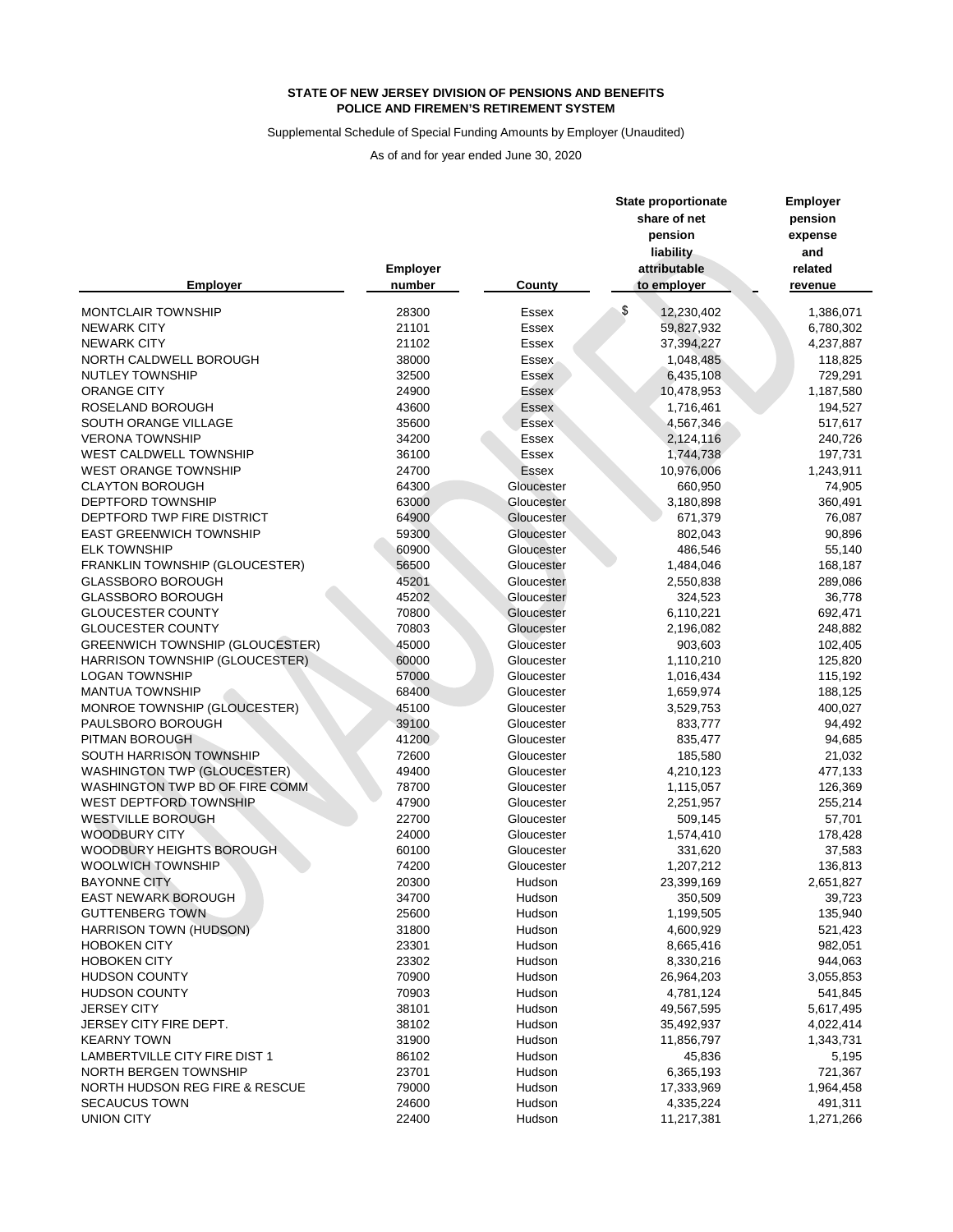**STATE OF NEW JERSEY DIVISION OF PENSIONS AND BENEFITS**
**POLICE AND FIREMEN'S RETIREMENT SYSTEM**

Supplemental Schedule of Special Funding Amounts by Employer (Unaudited)

As of and for year ended June 30, 2020

| Employer | Employer number | County | State proportionate share of net pension liability attributable to employer | Employer pension expense and related revenue |
|---|---|---|---|---|
| MONTCLAIR TOWNSHIP | 28300 | Essex | $ 12,230,402 | 1,386,071 |
| NEWARK CITY | 21101 | Essex | 59,827,932 | 6,780,302 |
| NEWARK CITY | 21102 | Essex | 37,394,227 | 4,237,887 |
| NORTH CALDWELL BOROUGH | 38000 | Essex | 1,048,485 | 118,825 |
| NUTLEY TOWNSHIP | 32500 | Essex | 6,435,108 | 729,291 |
| ORANGE CITY | 24900 | Essex | 10,478,953 | 1,187,580 |
| ROSELAND BOROUGH | 43600 | Essex | 1,716,461 | 194,527 |
| SOUTH ORANGE VILLAGE | 35600 | Essex | 4,567,346 | 517,617 |
| VERONA TOWNSHIP | 34200 | Essex | 2,124,116 | 240,726 |
| WEST CALDWELL TOWNSHIP | 36100 | Essex | 1,744,738 | 197,731 |
| WEST ORANGE TOWNSHIP | 24700 | Essex | 10,976,006 | 1,243,911 |
| CLAYTON BOROUGH | 64300 | Gloucester | 660,950 | 74,905 |
| DEPTFORD TOWNSHIP | 63000 | Gloucester | 3,180,898 | 360,491 |
| DEPTFORD TWP FIRE DISTRICT | 64900 | Gloucester | 671,379 | 76,087 |
| EAST GREENWICH TOWNSHIP | 59300 | Gloucester | 802,043 | 90,896 |
| ELK TOWNSHIP | 60900 | Gloucester | 486,546 | 55,140 |
| FRANKLIN TOWNSHIP (GLOUCESTER) | 56500 | Gloucester | 1,484,046 | 168,187 |
| GLASSBORO BOROUGH | 45201 | Gloucester | 2,550,838 | 289,086 |
| GLASSBORO BOROUGH | 45202 | Gloucester | 324,523 | 36,778 |
| GLOUCESTER COUNTY | 70800 | Gloucester | 6,110,221 | 692,471 |
| GLOUCESTER COUNTY | 70803 | Gloucester | 2,196,082 | 248,882 |
| GREENWICH TOWNSHIP (GLOUCESTER) | 45000 | Gloucester | 903,603 | 102,405 |
| HARRISON TOWNSHIP (GLOUCESTER) | 60000 | Gloucester | 1,110,210 | 125,820 |
| LOGAN TOWNSHIP | 57000 | Gloucester | 1,016,434 | 115,192 |
| MANTUA TOWNSHIP | 68400 | Gloucester | 1,659,974 | 188,125 |
| MONROE TOWNSHIP (GLOUCESTER) | 45100 | Gloucester | 3,529,753 | 400,027 |
| PAULSBORO BOROUGH | 39100 | Gloucester | 833,777 | 94,492 |
| PITMAN BOROUGH | 41200 | Gloucester | 835,477 | 94,685 |
| SOUTH HARRISON TOWNSHIP | 72600 | Gloucester | 185,580 | 21,032 |
| WASHINGTON TWP (GLOUCESTER) | 49400 | Gloucester | 4,210,123 | 477,133 |
| WASHINGTON TWP BD OF FIRE COMM | 78700 | Gloucester | 1,115,057 | 126,369 |
| WEST DEPTFORD TOWNSHIP | 47900 | Gloucester | 2,251,957 | 255,214 |
| WESTVILLE BOROUGH | 22700 | Gloucester | 509,145 | 57,701 |
| WOODBURY CITY | 24000 | Gloucester | 1,574,410 | 178,428 |
| WOODBURY HEIGHTS BOROUGH | 60100 | Gloucester | 331,620 | 37,583 |
| WOOLWICH TOWNSHIP | 74200 | Gloucester | 1,207,212 | 136,813 |
| BAYONNE CITY | 20300 | Hudson | 23,399,169 | 2,651,827 |
| EAST NEWARK BOROUGH | 34700 | Hudson | 350,509 | 39,723 |
| GUTTENBERG TOWN | 25600 | Hudson | 1,199,505 | 135,940 |
| HARRISON TOWN (HUDSON) | 31800 | Hudson | 4,600,929 | 521,423 |
| HOBOKEN CITY | 23301 | Hudson | 8,665,416 | 982,051 |
| HOBOKEN CITY | 23302 | Hudson | 8,330,216 | 944,063 |
| HUDSON COUNTY | 70900 | Hudson | 26,964,203 | 3,055,853 |
| HUDSON COUNTY | 70903 | Hudson | 4,781,124 | 541,845 |
| JERSEY CITY | 38101 | Hudson | 49,567,595 | 5,617,495 |
| JERSEY CITY FIRE DEPT. | 38102 | Hudson | 35,492,937 | 4,022,414 |
| KEARNY TOWN | 31900 | Hudson | 11,856,797 | 1,343,731 |
| LAMBERTVILLE CITY FIRE DIST 1 | 86102 | Hudson | 45,836 | 5,195 |
| NORTH BERGEN TOWNSHIP | 23701 | Hudson | 6,365,193 | 721,367 |
| NORTH HUDSON REG FIRE & RESCUE | 79000 | Hudson | 17,333,969 | 1,964,458 |
| SECAUCUS TOWN | 24600 | Hudson | 4,335,224 | 491,311 |
| UNION CITY | 22400 | Hudson | 11,217,381 | 1,271,266 |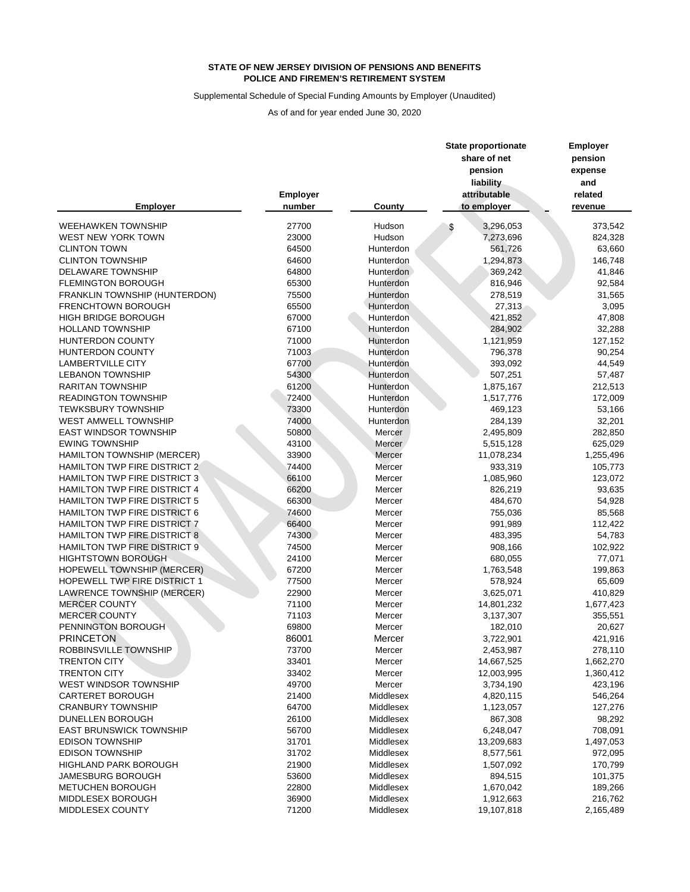**STATE OF NEW JERSEY DIVISION OF PENSIONS AND BENEFITS**
**POLICE AND FIREMEN'S RETIREMENT SYSTEM**

Supplemental Schedule of Special Funding Amounts by Employer (Unaudited)

As of and for year ended June 30, 2020

| Employer | Employer number | County | State proportionate share of net pension liability attributable to employer | Employer pension expense and related revenue |
|---|---|---|---|---|
| WEEHAWKEN TOWNSHIP | 27700 | Hudson | $ 3,296,053 | 373,542 |
| WEST NEW YORK TOWN | 23000 | Hudson | 7,273,696 | 824,328 |
| CLINTON TOWN | 64500 | Hunterdon | 561,726 | 63,660 |
| CLINTON TOWNSHIP | 64600 | Hunterdon | 1,294,873 | 146,748 |
| DELAWARE TOWNSHIP | 64800 | Hunterdon | 369,242 | 41,846 |
| FLEMINGTON BOROUGH | 65300 | Hunterdon | 816,946 | 92,584 |
| FRANKLIN TOWNSHIP (HUNTERDON) | 75500 | Hunterdon | 278,519 | 31,565 |
| FRENCHTOWN BOROUGH | 65500 | Hunterdon | 27,313 | 3,095 |
| HIGH BRIDGE BOROUGH | 67000 | Hunterdon | 421,852 | 47,808 |
| HOLLAND TOWNSHIP | 67100 | Hunterdon | 284,902 | 32,288 |
| HUNTERDON COUNTY | 71000 | Hunterdon | 1,121,959 | 127,152 |
| HUNTERDON COUNTY | 71003 | Hunterdon | 796,378 | 90,254 |
| LAMBERTVILLE CITY | 67700 | Hunterdon | 393,092 | 44,549 |
| LEBANON TOWNSHIP | 54300 | Hunterdon | 507,251 | 57,487 |
| RARITAN TOWNSHIP | 61200 | Hunterdon | 1,875,167 | 212,513 |
| READINGTON TOWNSHIP | 72400 | Hunterdon | 1,517,776 | 172,009 |
| TEWKSBURY TOWNSHIP | 73300 | Hunterdon | 469,123 | 53,166 |
| WEST AMWELL TOWNSHIP | 74000 | Hunterdon | 284,139 | 32,201 |
| EAST WINDSOR TOWNSHIP | 50800 | Mercer | 2,495,809 | 282,850 |
| EWING TOWNSHIP | 43100 | Mercer | 5,515,128 | 625,029 |
| HAMILTON TOWNSHIP (MERCER) | 33900 | Mercer | 11,078,234 | 1,255,496 |
| HAMILTON TWP FIRE DISTRICT 2 | 74400 | Mercer | 933,319 | 105,773 |
| HAMILTON TWP FIRE DISTRICT 3 | 66100 | Mercer | 1,085,960 | 123,072 |
| HAMILTON TWP FIRE DISTRICT 4 | 66200 | Mercer | 826,219 | 93,635 |
| HAMILTON TWP FIRE DISTRICT 5 | 66300 | Mercer | 484,670 | 54,928 |
| HAMILTON TWP FIRE DISTRICT 6 | 74600 | Mercer | 755,036 | 85,568 |
| HAMILTON TWP FIRE DISTRICT 7 | 66400 | Mercer | 991,989 | 112,422 |
| HAMILTON TWP FIRE DISTRICT 8 | 74300 | Mercer | 483,395 | 54,783 |
| HAMILTON TWP FIRE DISTRICT 9 | 74500 | Mercer | 908,166 | 102,922 |
| HIGHTSTOWN BOROUGH | 24100 | Mercer | 680,055 | 77,071 |
| HOPEWELL TOWNSHIP (MERCER) | 67200 | Mercer | 1,763,548 | 199,863 |
| HOPEWELL TWP FIRE DISTRICT 1 | 77500 | Mercer | 578,924 | 65,609 |
| LAWRENCE TOWNSHIP (MERCER) | 22900 | Mercer | 3,625,071 | 410,829 |
| MERCER COUNTY | 71100 | Mercer | 14,801,232 | 1,677,423 |
| MERCER COUNTY | 71103 | Mercer | 3,137,307 | 355,551 |
| PENNINGTON BOROUGH | 69800 | Mercer | 182,010 | 20,627 |
| PRINCETON | 86001 | Mercer | 3,722,901 | 421,916 |
| ROBBINSVILLE TOWNSHIP | 73700 | Mercer | 2,453,987 | 278,110 |
| TRENTON CITY | 33401 | Mercer | 14,667,525 | 1,662,270 |
| TRENTON CITY | 33402 | Mercer | 12,003,995 | 1,360,412 |
| WEST WINDSOR TOWNSHIP | 49700 | Mercer | 3,734,190 | 423,196 |
| CARTERET BOROUGH | 21400 | Middlesex | 4,820,115 | 546,264 |
| CRANBURY TOWNSHIP | 64700 | Middlesex | 1,123,057 | 127,276 |
| DUNELLEN BOROUGH | 26100 | Middlesex | 867,308 | 98,292 |
| EAST BRUNSWICK TOWNSHIP | 56700 | Middlesex | 6,248,047 | 708,091 |
| EDISON TOWNSHIP | 31701 | Middlesex | 13,209,683 | 1,497,053 |
| EDISON TOWNSHIP | 31702 | Middlesex | 8,577,561 | 972,095 |
| HIGHLAND PARK BOROUGH | 21900 | Middlesex | 1,507,092 | 170,799 |
| JAMESBURG BOROUGH | 53600 | Middlesex | 894,515 | 101,375 |
| METUCHEN BOROUGH | 22800 | Middlesex | 1,670,042 | 189,266 |
| MIDDLESEX BOROUGH | 36900 | Middlesex | 1,912,663 | 216,762 |
| MIDDLESEX COUNTY | 71200 | Middlesex | 19,107,818 | 2,165,489 |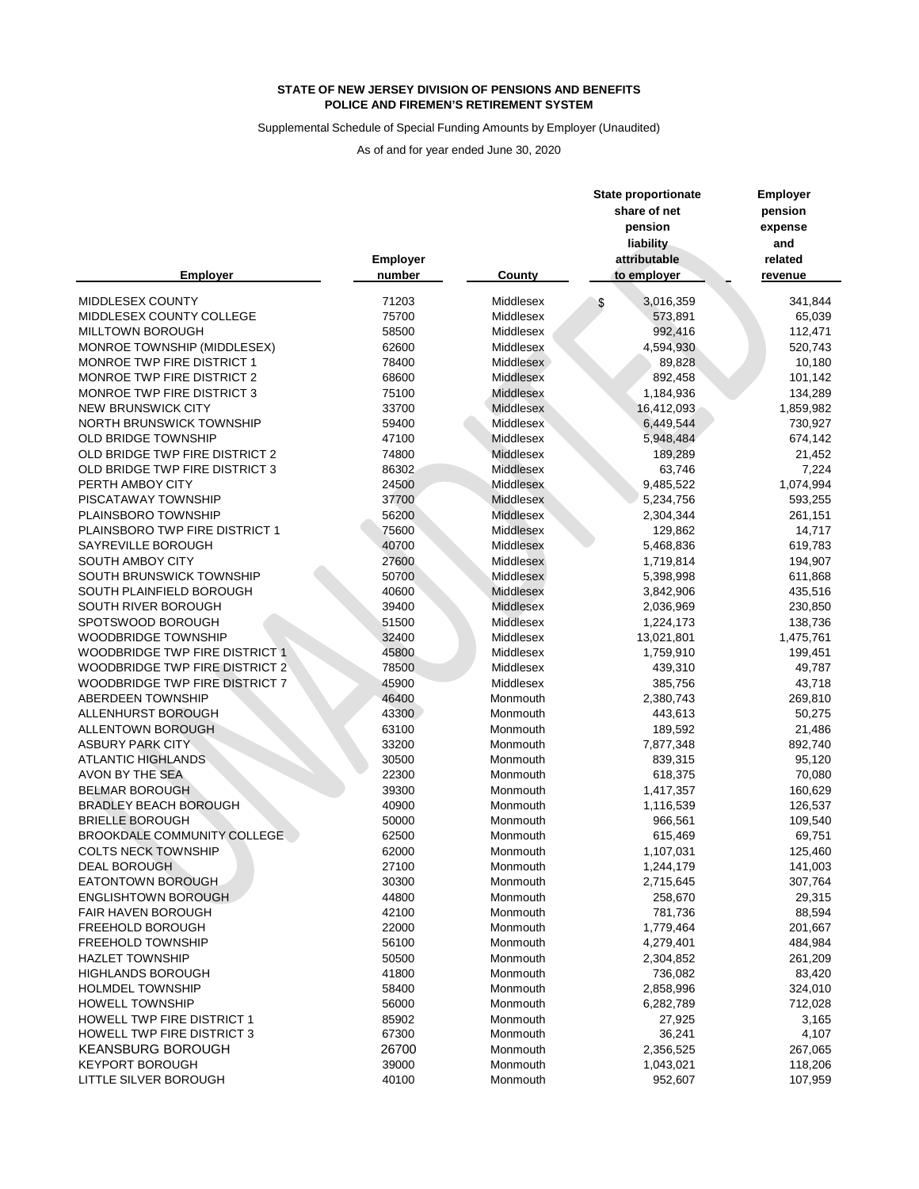**STATE OF NEW JERSEY DIVISION OF PENSIONS AND BENEFITS**
**POLICE AND FIREMEN'S RETIREMENT SYSTEM**

Supplemental Schedule of Special Funding Amounts by Employer (Unaudited)

As of and for year ended June 30, 2020

| Employer | Employer number | County | State proportionate share of net pension liability attributable to employer | Employer pension expense and related revenue |
|---|---|---|---|---|
| MIDDLESEX COUNTY | 71203 | Middlesex | $ 3,016,359 | 341,844 |
| MIDDLESEX COUNTY COLLEGE | 75700 | Middlesex | 573,891 | 65,039 |
| MILLTOWN BOROUGH | 58500 | Middlesex | 992,416 | 112,471 |
| MONROE TOWNSHIP (MIDDLESEX) | 62600 | Middlesex | 4,594,930 | 520,743 |
| MONROE TWP FIRE DISTRICT 1 | 78400 | Middlesex | 89,828 | 10,180 |
| MONROE TWP FIRE DISTRICT 2 | 68600 | Middlesex | 892,458 | 101,142 |
| MONROE TWP FIRE DISTRICT 3 | 75100 | Middlesex | 1,184,936 | 134,289 |
| NEW BRUNSWICK CITY | 33700 | Middlesex | 16,412,093 | 1,859,982 |
| NORTH BRUNSWICK TOWNSHIP | 59400 | Middlesex | 6,449,544 | 730,927 |
| OLD BRIDGE TOWNSHIP | 47100 | Middlesex | 5,948,484 | 674,142 |
| OLD BRIDGE TWP FIRE DISTRICT 2 | 74800 | Middlesex | 189,289 | 21,452 |
| OLD BRIDGE TWP FIRE DISTRICT 3 | 86302 | Middlesex | 63,746 | 7,224 |
| PERTH AMBOY CITY | 24500 | Middlesex | 9,485,522 | 1,074,994 |
| PISCATAWAY TOWNSHIP | 37700 | Middlesex | 5,234,756 | 593,255 |
| PLAINSBORO TOWNSHIP | 56200 | Middlesex | 2,304,344 | 261,151 |
| PLAINSBORO TWP FIRE DISTRICT 1 | 75600 | Middlesex | 129,862 | 14,717 |
| SAYREVILLE BOROUGH | 40700 | Middlesex | 5,468,836 | 619,783 |
| SOUTH AMBOY CITY | 27600 | Middlesex | 1,719,814 | 194,907 |
| SOUTH BRUNSWICK TOWNSHIP | 50700 | Middlesex | 5,398,998 | 611,868 |
| SOUTH PLAINFIELD BOROUGH | 40600 | Middlesex | 3,842,906 | 435,516 |
| SOUTH RIVER BOROUGH | 39400 | Middlesex | 2,036,969 | 230,850 |
| SPOTSWOOD BOROUGH | 51500 | Middlesex | 1,224,173 | 138,736 |
| WOODBRIDGE TOWNSHIP | 32400 | Middlesex | 13,021,801 | 1,475,761 |
| WOODBRIDGE TWP FIRE DISTRICT 1 | 45800 | Middlesex | 1,759,910 | 199,451 |
| WOODBRIDGE TWP FIRE DISTRICT 2 | 78500 | Middlesex | 439,310 | 49,787 |
| WOODBRIDGE TWP FIRE DISTRICT 7 | 45900 | Middlesex | 385,756 | 43,718 |
| ABERDEEN TOWNSHIP | 46400 | Monmouth | 2,380,743 | 269,810 |
| ALLENHURST BOROUGH | 43300 | Monmouth | 443,613 | 50,275 |
| ALLENTOWN BOROUGH | 63100 | Monmouth | 189,592 | 21,486 |
| ASBURY PARK CITY | 33200 | Monmouth | 7,877,348 | 892,740 |
| ATLANTIC HIGHLANDS | 30500 | Monmouth | 839,315 | 95,120 |
| AVON BY THE SEA | 22300 | Monmouth | 618,375 | 70,080 |
| BELMAR BOROUGH | 39300 | Monmouth | 1,417,357 | 160,629 |
| BRADLEY BEACH BOROUGH | 40900 | Monmouth | 1,116,539 | 126,537 |
| BRIELLE BOROUGH | 50000 | Monmouth | 966,561 | 109,540 |
| BROOKDALE COMMUNITY COLLEGE | 62500 | Monmouth | 615,469 | 69,751 |
| COLTS NECK TOWNSHIP | 62000 | Monmouth | 1,107,031 | 125,460 |
| DEAL BOROUGH | 27100 | Monmouth | 1,244,179 | 141,003 |
| EATONTOWN BOROUGH | 30300 | Monmouth | 2,715,645 | 307,764 |
| ENGLISHTOWN BOROUGH | 44800 | Monmouth | 258,670 | 29,315 |
| FAIR HAVEN BOROUGH | 42100 | Monmouth | 781,736 | 88,594 |
| FREEHOLD BOROUGH | 22000 | Monmouth | 1,779,464 | 201,667 |
| FREEHOLD TOWNSHIP | 56100 | Monmouth | 4,279,401 | 484,984 |
| HAZLET TOWNSHIP | 50500 | Monmouth | 2,304,852 | 261,209 |
| HIGHLANDS BOROUGH | 41800 | Monmouth | 736,082 | 83,420 |
| HOLMDEL TOWNSHIP | 58400 | Monmouth | 2,858,996 | 324,010 |
| HOWELL TOWNSHIP | 56000 | Monmouth | 6,282,789 | 712,028 |
| HOWELL TWP FIRE DISTRICT 1 | 85902 | Monmouth | 27,925 | 3,165 |
| HOWELL TWP FIRE DISTRICT 3 | 67300 | Monmouth | 36,241 | 4,107 |
| KEANSBURG BOROUGH | 26700 | Monmouth | 2,356,525 | 267,065 |
| KEYPORT BOROUGH | 39000 | Monmouth | 1,043,021 | 118,206 |
| LITTLE SILVER BOROUGH | 40100 | Monmouth | 952,607 | 107,959 |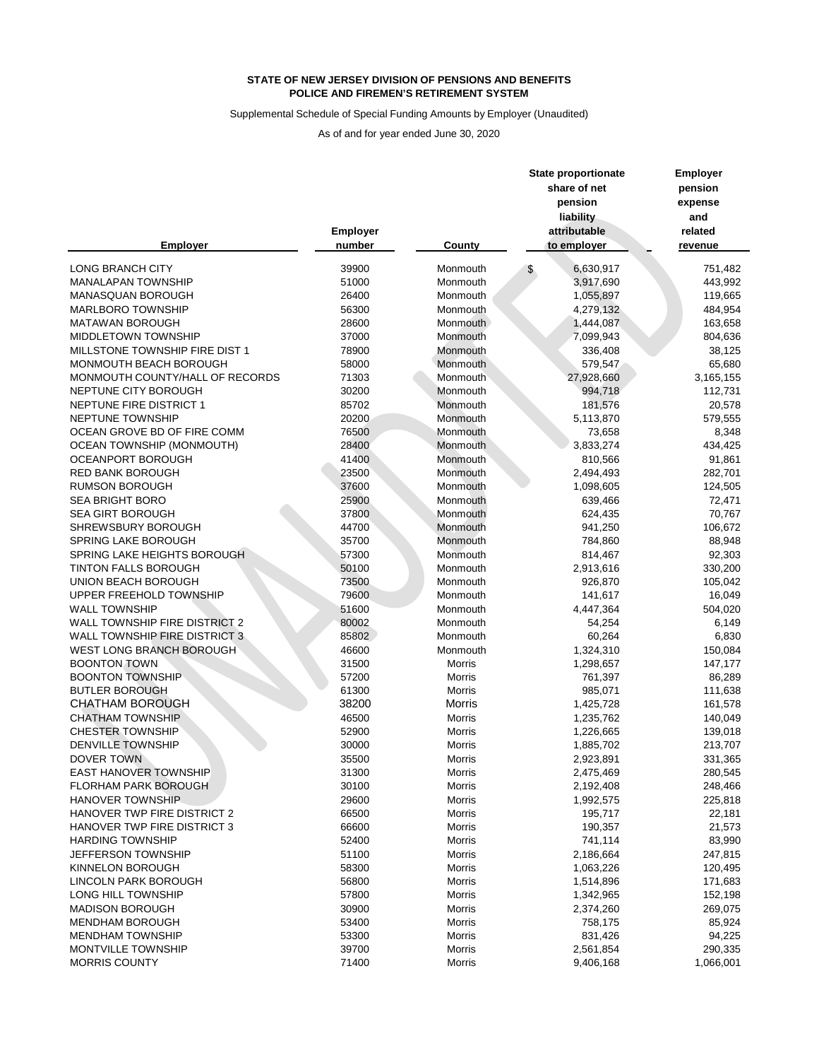**STATE OF NEW JERSEY DIVISION OF PENSIONS AND BENEFITS**
**POLICE AND FIREMEN'S RETIREMENT SYSTEM**

Supplemental Schedule of Special Funding Amounts by Employer (Unaudited)

As of and for year ended June 30, 2020

| Employer | Employer number | County | State proportionate share of net pension liability attributable to employer | Employer pension expense and related revenue |
|---|---|---|---|---|
| LONG BRANCH CITY | 39900 | Monmouth | $ 6,630,917 | 751,482 |
| MANALAPAN TOWNSHIP | 51000 | Monmouth | 3,917,690 | 443,992 |
| MANASQUAN BOROUGH | 26400 | Monmouth | 1,055,897 | 119,665 |
| MARLBORO TOWNSHIP | 56300 | Monmouth | 4,279,132 | 484,954 |
| MATAWAN BOROUGH | 28600 | Monmouth | 1,444,087 | 163,658 |
| MIDDLETOWN TOWNSHIP | 37000 | Monmouth | 7,099,943 | 804,636 |
| MILLSTONE TOWNSHIP FIRE DIST 1 | 78900 | Monmouth | 336,408 | 38,125 |
| MONMOUTH BEACH BOROUGH | 58000 | Monmouth | 579,547 | 65,680 |
| MONMOUTH COUNTY/HALL OF RECORDS | 71303 | Monmouth | 27,928,660 | 3,165,155 |
| NEPTUNE CITY BOROUGH | 30200 | Monmouth | 994,718 | 112,731 |
| NEPTUNE FIRE DISTRICT 1 | 85702 | Monmouth | 181,576 | 20,578 |
| NEPTUNE TOWNSHIP | 20200 | Monmouth | 5,113,870 | 579,555 |
| OCEAN GROVE BD OF FIRE COMM | 76500 | Monmouth | 73,658 | 8,348 |
| OCEAN TOWNSHIP (MONMOUTH) | 28400 | Monmouth | 3,833,274 | 434,425 |
| OCEANPORT BOROUGH | 41400 | Monmouth | 810,566 | 91,861 |
| RED BANK BOROUGH | 23500 | Monmouth | 2,494,493 | 282,701 |
| RUMSON BOROUGH | 37600 | Monmouth | 1,098,605 | 124,505 |
| SEA BRIGHT BORO | 25900 | Monmouth | 639,466 | 72,471 |
| SEA GIRT BOROUGH | 37800 | Monmouth | 624,435 | 70,767 |
| SHREWSBURY BOROUGH | 44700 | Monmouth | 941,250 | 106,672 |
| SPRING LAKE BOROUGH | 35700 | Monmouth | 784,860 | 88,948 |
| SPRING LAKE HEIGHTS BOROUGH | 57300 | Monmouth | 814,467 | 92,303 |
| TINTON FALLS BOROUGH | 50100 | Monmouth | 2,913,616 | 330,200 |
| UNION BEACH BOROUGH | 73500 | Monmouth | 926,870 | 105,042 |
| UPPER FREEHOLD TOWNSHIP | 79600 | Monmouth | 141,617 | 16,049 |
| WALL TOWNSHIP | 51600 | Monmouth | 4,447,364 | 504,020 |
| WALL TOWNSHIP FIRE DISTRICT 2 | 80002 | Monmouth | 54,254 | 6,149 |
| WALL TOWNSHIP FIRE DISTRICT 3 | 85802 | Monmouth | 60,264 | 6,830 |
| WEST LONG BRANCH BOROUGH | 46600 | Monmouth | 1,324,310 | 150,084 |
| BOONTON TOWN | 31500 | Morris | 1,298,657 | 147,177 |
| BOONTON TOWNSHIP | 57200 | Morris | 761,397 | 86,289 |
| BUTLER BOROUGH | 61300 | Morris | 985,071 | 111,638 |
| CHATHAM BOROUGH | 38200 | Morris | 1,425,728 | 161,578 |
| CHATHAM TOWNSHIP | 46500 | Morris | 1,235,762 | 140,049 |
| CHESTER TOWNSHIP | 52900 | Morris | 1,226,665 | 139,018 |
| DENVILLE TOWNSHIP | 30000 | Morris | 1,885,702 | 213,707 |
| DOVER TOWN | 35500 | Morris | 2,923,891 | 331,365 |
| EAST HANOVER TOWNSHIP | 31300 | Morris | 2,475,469 | 280,545 |
| FLORHAM PARK BOROUGH | 30100 | Morris | 2,192,408 | 248,466 |
| HANOVER TOWNSHIP | 29600 | Morris | 1,992,575 | 225,818 |
| HANOVER TWP FIRE DISTRICT 2 | 66500 | Morris | 195,717 | 22,181 |
| HANOVER TWP FIRE DISTRICT 3 | 66600 | Morris | 190,357 | 21,573 |
| HARDING TOWNSHIP | 52400 | Morris | 741,114 | 83,990 |
| JEFFERSON TOWNSHIP | 51100 | Morris | 2,186,664 | 247,815 |
| KINNELON BOROUGH | 58300 | Morris | 1,063,226 | 120,495 |
| LINCOLN PARK BOROUGH | 56800 | Morris | 1,514,896 | 171,683 |
| LONG HILL TOWNSHIP | 57800 | Morris | 1,342,965 | 152,198 |
| MADISON BOROUGH | 30900 | Morris | 2,374,260 | 269,075 |
| MENDHAM BOROUGH | 53400 | Morris | 758,175 | 85,924 |
| MENDHAM TOWNSHIP | 53300 | Morris | 831,426 | 94,225 |
| MONTVILLE TOWNSHIP | 39700 | Morris | 2,561,854 | 290,335 |
| MORRIS COUNTY | 71400 | Morris | 9,406,168 | 1,066,001 |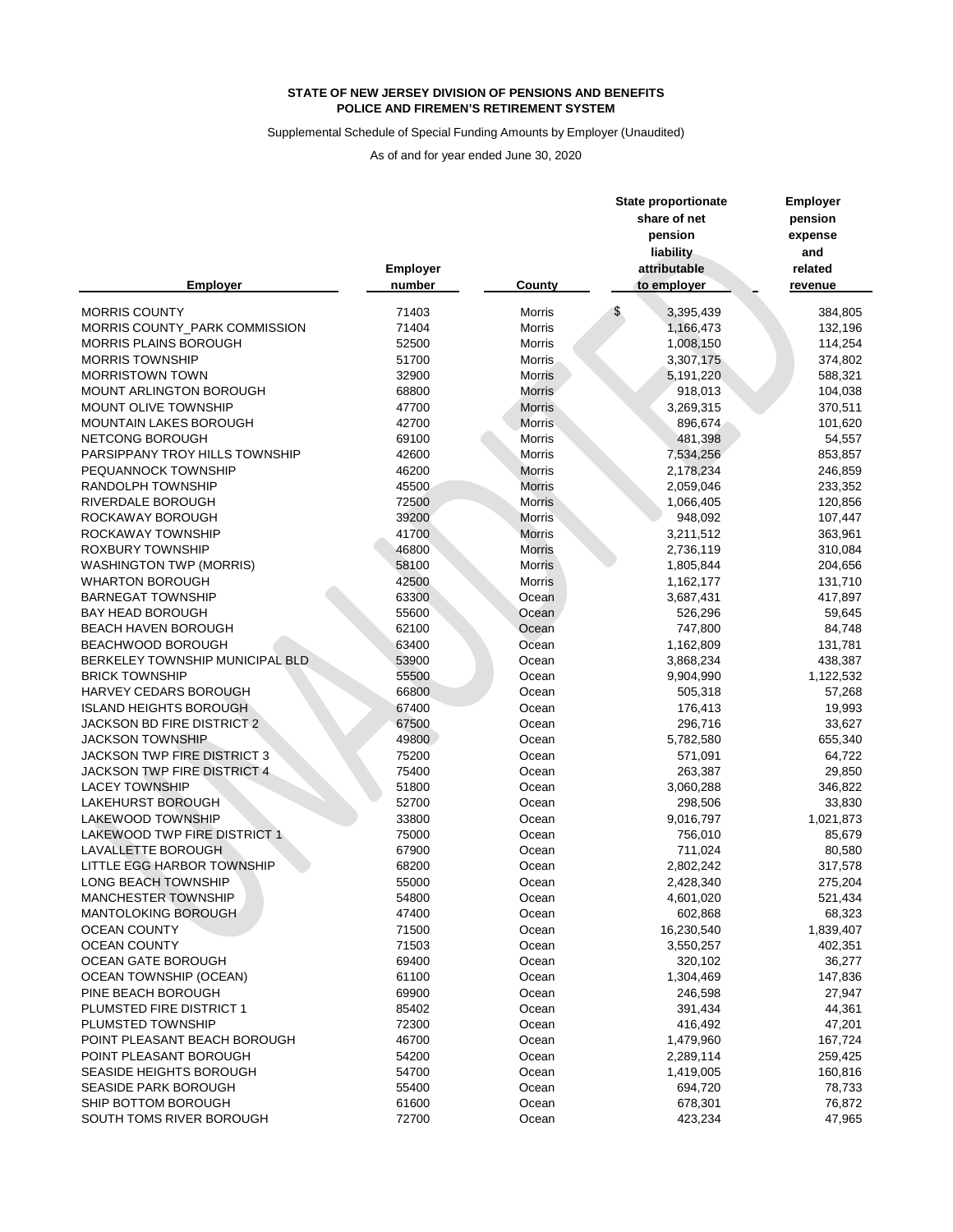**STATE OF NEW JERSEY DIVISION OF PENSIONS AND BENEFITS**
**POLICE AND FIREMEN'S RETIREMENT SYSTEM**

Supplemental Schedule of Special Funding Amounts by Employer (Unaudited)

As of and for year ended June 30, 2020

| Employer | Employer number | County | State proportionate share of net pension liability attributable to employer | Employer pension expense and related revenue |
|---|---|---|---|---|
| MORRIS COUNTY | 71403 | Morris | $ 3,395,439 | 384,805 |
| MORRIS COUNTY_PARK COMMISSION | 71404 | Morris | 1,166,473 | 132,196 |
| MORRIS PLAINS BOROUGH | 52500 | Morris | 1,008,150 | 114,254 |
| MORRIS TOWNSHIP | 51700 | Morris | 3,307,175 | 374,802 |
| MORRISTOWN TOWN | 32900 | Morris | 5,191,220 | 588,321 |
| MOUNT ARLINGTON BOROUGH | 68800 | Morris | 918,013 | 104,038 |
| MOUNT OLIVE TOWNSHIP | 47700 | Morris | 3,269,315 | 370,511 |
| MOUNTAIN LAKES BOROUGH | 42700 | Morris | 896,674 | 101,620 |
| NETCONG BOROUGH | 69100 | Morris | 481,398 | 54,557 |
| PARSIPPANY TROY HILLS TOWNSHIP | 42600 | Morris | 7,534,256 | 853,857 |
| PEQUANNOCK TOWNSHIP | 46200 | Morris | 2,178,234 | 246,859 |
| RANDOLPH TOWNSHIP | 45500 | Morris | 2,059,046 | 233,352 |
| RIVERDALE BOROUGH | 72500 | Morris | 1,066,405 | 120,856 |
| ROCKAWAY BOROUGH | 39200 | Morris | 948,092 | 107,447 |
| ROCKAWAY TOWNSHIP | 41700 | Morris | 3,211,512 | 363,961 |
| ROXBURY TOWNSHIP | 46800 | Morris | 2,736,119 | 310,084 |
| WASHINGTON TWP (MORRIS) | 58100 | Morris | 1,805,844 | 204,656 |
| WHARTON BOROUGH | 42500 | Morris | 1,162,177 | 131,710 |
| BARNEGAT TOWNSHIP | 63300 | Ocean | 3,687,431 | 417,897 |
| BAY HEAD BOROUGH | 55600 | Ocean | 526,296 | 59,645 |
| BEACH HAVEN BOROUGH | 62100 | Ocean | 747,800 | 84,748 |
| BEACHWOOD BOROUGH | 63400 | Ocean | 1,162,809 | 131,781 |
| BERKELEY TOWNSHIP MUNICIPAL BLD | 53900 | Ocean | 3,868,234 | 438,387 |
| BRICK TOWNSHIP | 55500 | Ocean | 9,904,990 | 1,122,532 |
| HARVEY CEDARS BOROUGH | 66800 | Ocean | 505,318 | 57,268 |
| ISLAND HEIGHTS BOROUGH | 67400 | Ocean | 176,413 | 19,993 |
| JACKSON BD FIRE DISTRICT 2 | 67500 | Ocean | 296,716 | 33,627 |
| JACKSON TOWNSHIP | 49800 | Ocean | 5,782,580 | 655,340 |
| JACKSON TWP FIRE DISTRICT 3 | 75200 | Ocean | 571,091 | 64,722 |
| JACKSON TWP FIRE DISTRICT 4 | 75400 | Ocean | 263,387 | 29,850 |
| LACEY TOWNSHIP | 51800 | Ocean | 3,060,288 | 346,822 |
| LAKEHURST BOROUGH | 52700 | Ocean | 298,506 | 33,830 |
| LAKEWOOD TOWNSHIP | 33800 | Ocean | 9,016,797 | 1,021,873 |
| LAKEWOOD TWP FIRE DISTRICT 1 | 75000 | Ocean | 756,010 | 85,679 |
| LAVALLETTE BOROUGH | 67900 | Ocean | 711,024 | 80,580 |
| LITTLE EGG HARBOR TOWNSHIP | 68200 | Ocean | 2,802,242 | 317,578 |
| LONG BEACH TOWNSHIP | 55000 | Ocean | 2,428,340 | 275,204 |
| MANCHESTER TOWNSHIP | 54800 | Ocean | 4,601,020 | 521,434 |
| MANTOLOKING BOROUGH | 47400 | Ocean | 602,868 | 68,323 |
| OCEAN COUNTY | 71500 | Ocean | 16,230,540 | 1,839,407 |
| OCEAN COUNTY | 71503 | Ocean | 3,550,257 | 402,351 |
| OCEAN GATE BOROUGH | 69400 | Ocean | 320,102 | 36,277 |
| OCEAN TOWNSHIP (OCEAN) | 61100 | Ocean | 1,304,469 | 147,836 |
| PINE BEACH BOROUGH | 69900 | Ocean | 246,598 | 27,947 |
| PLUMSTED FIRE DISTRICT 1 | 85402 | Ocean | 391,434 | 44,361 |
| PLUMSTED TOWNSHIP | 72300 | Ocean | 416,492 | 47,201 |
| POINT PLEASANT BEACH BOROUGH | 46700 | Ocean | 1,479,960 | 167,724 |
| POINT PLEASANT BOROUGH | 54200 | Ocean | 2,289,114 | 259,425 |
| SEASIDE HEIGHTS BOROUGH | 54700 | Ocean | 1,419,005 | 160,816 |
| SEASIDE PARK BOROUGH | 55400 | Ocean | 694,720 | 78,733 |
| SHIP BOTTOM BOROUGH | 61600 | Ocean | 678,301 | 76,872 |
| SOUTH TOMS RIVER BOROUGH | 72700 | Ocean | 423,234 | 47,965 |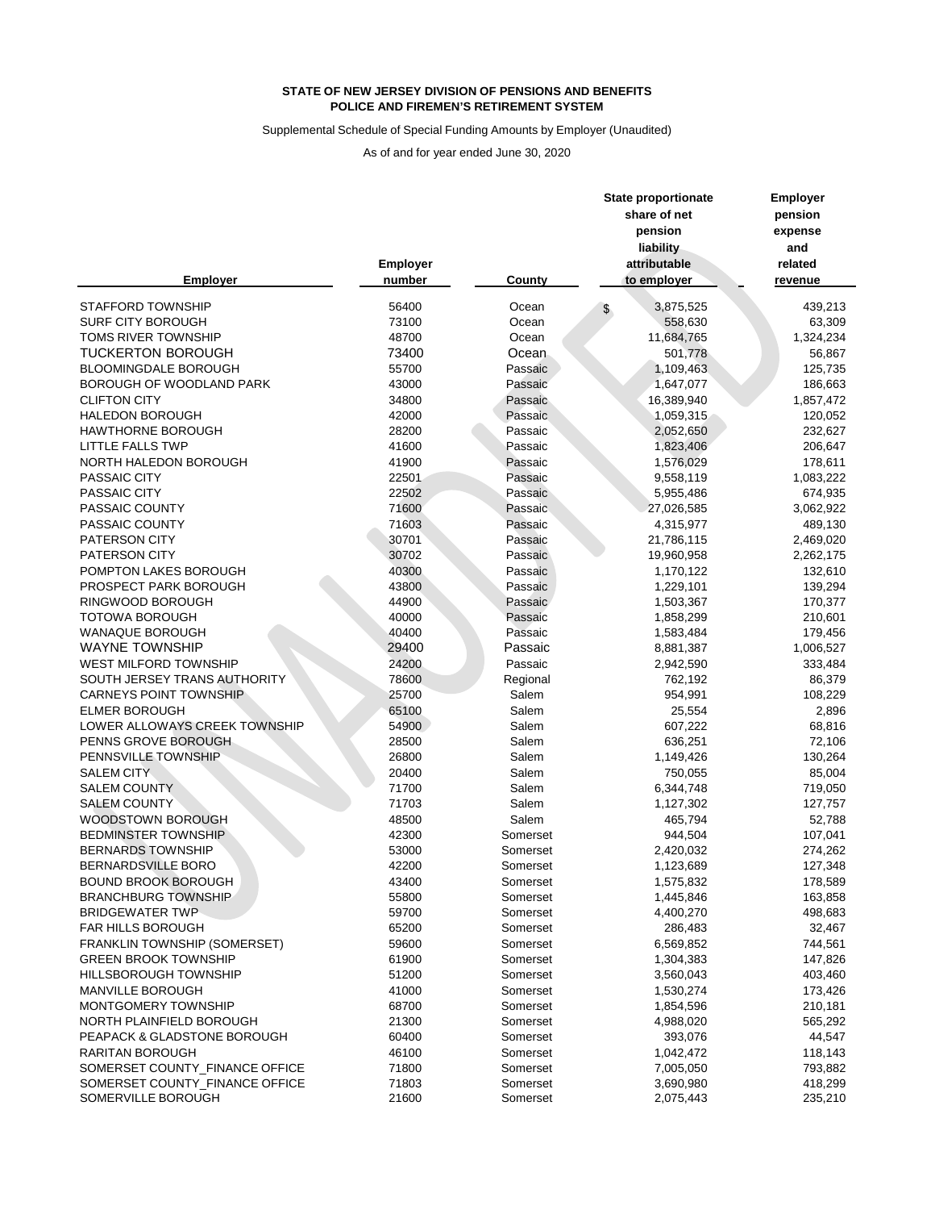**STATE OF NEW JERSEY DIVISION OF PENSIONS AND BENEFITS**
**POLICE AND FIREMEN'S RETIREMENT SYSTEM**

Supplemental Schedule of Special Funding Amounts by Employer (Unaudited)

As of and for year ended June 30, 2020

| Employer | Employer number | County | State proportionate share of net pension liability attributable to employer | Employer pension expense and related revenue |
|---|---|---|---|---|
| STAFFORD TOWNSHIP | 56400 | Ocean | $ 3,875,525 | 439,213 |
| SURF CITY BOROUGH | 73100 | Ocean | 558,630 | 63,309 |
| TOMS RIVER TOWNSHIP | 48700 | Ocean | 11,684,765 | 1,324,234 |
| TUCKERTON BOROUGH | 73400 | Ocean | 501,778 | 56,867 |
| BLOOMINGDALE BOROUGH | 55700 | Passaic | 1,109,463 | 125,735 |
| BOROUGH OF WOODLAND PARK | 43000 | Passaic | 1,647,077 | 186,663 |
| CLIFTON CITY | 34800 | Passaic | 16,389,940 | 1,857,472 |
| HALEDON BOROUGH | 42000 | Passaic | 1,059,315 | 120,052 |
| HAWTHORNE BOROUGH | 28200 | Passaic | 2,052,650 | 232,627 |
| LITTLE FALLS TWP | 41600 | Passaic | 1,823,406 | 206,647 |
| NORTH HALEDON BOROUGH | 41900 | Passaic | 1,576,029 | 178,611 |
| PASSAIC CITY | 22501 | Passaic | 9,558,119 | 1,083,222 |
| PASSAIC CITY | 22502 | Passaic | 5,955,486 | 674,935 |
| PASSAIC COUNTY | 71600 | Passaic | 27,026,585 | 3,062,922 |
| PASSAIC COUNTY | 71603 | Passaic | 4,315,977 | 489,130 |
| PATERSON CITY | 30701 | Passaic | 21,786,115 | 2,469,020 |
| PATERSON CITY | 30702 | Passaic | 19,960,958 | 2,262,175 |
| POMPTON LAKES BOROUGH | 40300 | Passaic | 1,170,122 | 132,610 |
| PROSPECT PARK BOROUGH | 43800 | Passaic | 1,229,101 | 139,294 |
| RINGWOOD BOROUGH | 44900 | Passaic | 1,503,367 | 170,377 |
| TOTOWA BOROUGH | 40000 | Passaic | 1,858,299 | 210,601 |
| WANAQUE BOROUGH | 40400 | Passaic | 1,583,484 | 179,456 |
| WAYNE TOWNSHIP | 29400 | Passaic | 8,881,387 | 1,006,527 |
| WEST MILFORD TOWNSHIP | 24200 | Passaic | 2,942,590 | 333,484 |
| SOUTH JERSEY TRANS AUTHORITY | 78600 | Regional | 762,192 | 86,379 |
| CARNEYS POINT TOWNSHIP | 25700 | Salem | 954,991 | 108,229 |
| ELMER BOROUGH | 65100 | Salem | 25,554 | 2,896 |
| LOWER ALLOWAYS CREEK TOWNSHIP | 54900 | Salem | 607,222 | 68,816 |
| PENNS GROVE BOROUGH | 28500 | Salem | 636,251 | 72,106 |
| PENNSVILLE TOWNSHIP | 26800 | Salem | 1,149,426 | 130,264 |
| SALEM CITY | 20400 | Salem | 750,055 | 85,004 |
| SALEM COUNTY | 71700 | Salem | 6,344,748 | 719,050 |
| SALEM COUNTY | 71703 | Salem | 1,127,302 | 127,757 |
| WOODSTOWN BOROUGH | 48500 | Salem | 465,794 | 52,788 |
| BEDMINSTER TOWNSHIP | 42300 | Somerset | 944,504 | 107,041 |
| BERNARDS TOWNSHIP | 53000 | Somerset | 2,420,032 | 274,262 |
| BERNARDSVILLE BORO | 42200 | Somerset | 1,123,689 | 127,348 |
| BOUND BROOK BOROUGH | 43400 | Somerset | 1,575,832 | 178,589 |
| BRANCHBURG TOWNSHIP | 55800 | Somerset | 1,445,846 | 163,858 |
| BRIDGEWATER TWP | 59700 | Somerset | 4,400,270 | 498,683 |
| FAR HILLS BOROUGH | 65200 | Somerset | 286,483 | 32,467 |
| FRANKLIN TOWNSHIP (SOMERSET) | 59600 | Somerset | 6,569,852 | 744,561 |
| GREEN BROOK TOWNSHIP | 61900 | Somerset | 1,304,383 | 147,826 |
| HILLSBOROUGH TOWNSHIP | 51200 | Somerset | 3,560,043 | 403,460 |
| MANVILLE BOROUGH | 41000 | Somerset | 1,530,274 | 173,426 |
| MONTGOMERY TOWNSHIP | 68700 | Somerset | 1,854,596 | 210,181 |
| NORTH PLAINFIELD BOROUGH | 21300 | Somerset | 4,988,020 | 565,292 |
| PEAPACK & GLADSTONE BOROUGH | 60400 | Somerset | 393,076 | 44,547 |
| RARITAN BOROUGH | 46100 | Somerset | 1,042,472 | 118,143 |
| SOMERSET COUNTY_FINANCE OFFICE | 71800 | Somerset | 7,005,050 | 793,882 |
| SOMERSET COUNTY_FINANCE OFFICE | 71803 | Somerset | 3,690,980 | 418,299 |
| SOMERVILLE BOROUGH | 21600 | Somerset | 2,075,443 | 235,210 |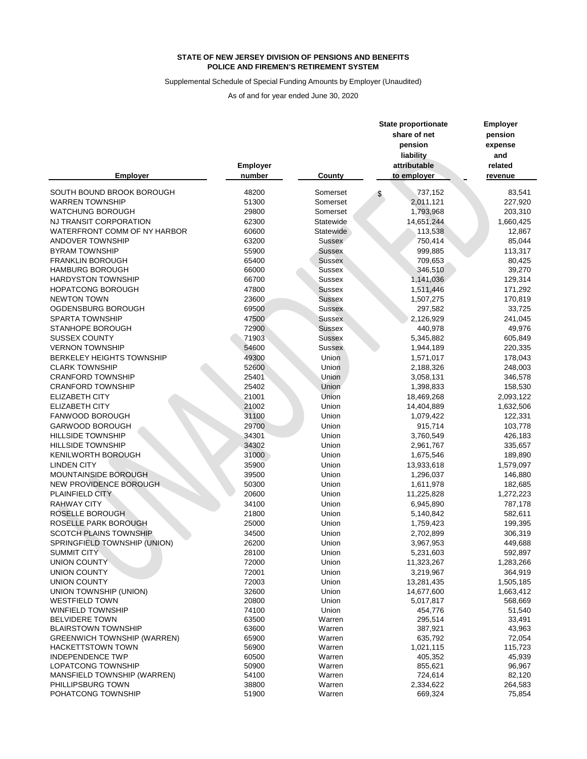**STATE OF NEW JERSEY DIVISION OF PENSIONS AND BENEFITS**
**POLICE AND FIREMEN'S RETIREMENT SYSTEM**

Supplemental Schedule of Special Funding Amounts by Employer (Unaudited)

As of and for year ended June 30, 2020

| Employer | Employer number | County | State proportionate share of net pension liability attributable to employer | Employer pension expense and related revenue |
|---|---|---|---|---|
| SOUTH BOUND BROOK BOROUGH | 48200 | Somerset | $ 737,152 | 83,541 |
| WARREN TOWNSHIP | 51300 | Somerset | 2,011,121 | 227,920 |
| WATCHUNG BOROUGH | 29800 | Somerset | 1,793,968 | 203,310 |
| NJ TRANSIT CORPORATION | 62300 | Statewide | 14,651,244 | 1,660,425 |
| WATERFRONT COMM OF NY HARBOR | 60600 | Statewide | 113,538 | 12,867 |
| ANDOVER TOWNSHIP | 63200 | Sussex | 750,414 | 85,044 |
| BYRAM TOWNSHIP | 55900 | Sussex | 999,885 | 113,317 |
| FRANKLIN BOROUGH | 65400 | Sussex | 709,653 | 80,425 |
| HAMBURG BOROUGH | 66000 | Sussex | 346,510 | 39,270 |
| HARDYSTON TOWNSHIP | 66700 | Sussex | 1,141,036 | 129,314 |
| HOPATCONG BOROUGH | 47800 | Sussex | 1,511,446 | 171,292 |
| NEWTON TOWN | 23600 | Sussex | 1,507,275 | 170,819 |
| OGDENSBURG BOROUGH | 69500 | Sussex | 297,582 | 33,725 |
| SPARTA TOWNSHIP | 47500 | Sussex | 2,126,929 | 241,045 |
| STANHOPE BOROUGH | 72900 | Sussex | 440,978 | 49,976 |
| SUSSEX COUNTY | 71903 | Sussex | 5,345,882 | 605,849 |
| VERNON TOWNSHIP | 54600 | Sussex | 1,944,189 | 220,335 |
| BERKELEY HEIGHTS TOWNSHIP | 49300 | Union | 1,571,017 | 178,043 |
| CLARK TOWNSHIP | 52600 | Union | 2,188,326 | 248,003 |
| CRANFORD TOWNSHIP | 25401 | Union | 3,058,131 | 346,578 |
| CRANFORD TOWNSHIP | 25402 | Union | 1,398,833 | 158,530 |
| ELIZABETH CITY | 21001 | Union | 18,469,268 | 2,093,122 |
| ELIZABETH CITY | 21002 | Union | 14,404,889 | 1,632,506 |
| FANWOOD BOROUGH | 31100 | Union | 1,079,422 | 122,331 |
| GARWOOD BOROUGH | 29700 | Union | 915,714 | 103,778 |
| HILLSIDE TOWNSHIP | 34301 | Union | 3,760,549 | 426,183 |
| HILLSIDE TOWNSHIP | 34302 | Union | 2,961,767 | 335,657 |
| KENILWORTH BOROUGH | 31000 | Union | 1,675,546 | 189,890 |
| LINDEN CITY | 35900 | Union | 13,933,618 | 1,579,097 |
| MOUNTAINSIDE BOROUGH | 39500 | Union | 1,296,037 | 146,880 |
| NEW PROVIDENCE BOROUGH | 50300 | Union | 1,611,978 | 182,685 |
| PLAINFIELD CITY | 20600 | Union | 11,225,828 | 1,272,223 |
| RAHWAY CITY | 34100 | Union | 6,945,890 | 787,178 |
| ROSELLE BOROUGH | 21800 | Union | 5,140,842 | 582,611 |
| ROSELLE PARK BOROUGH | 25000 | Union | 1,759,423 | 199,395 |
| SCOTCH PLAINS TOWNSHIP | 34500 | Union | 2,702,899 | 306,319 |
| SPRINGFIELD TOWNSHIP (UNION) | 26200 | Union | 3,967,953 | 449,688 |
| SUMMIT CITY | 28100 | Union | 5,231,603 | 592,897 |
| UNION COUNTY | 72000 | Union | 11,323,267 | 1,283,266 |
| UNION COUNTY | 72001 | Union | 3,219,967 | 364,919 |
| UNION COUNTY | 72003 | Union | 13,281,435 | 1,505,185 |
| UNION TOWNSHIP (UNION) | 32600 | Union | 14,677,600 | 1,663,412 |
| WESTFIELD TOWN | 20800 | Union | 5,017,817 | 568,669 |
| WINFIELD TOWNSHIP | 74100 | Union | 454,776 | 51,540 |
| BELVIDERE TOWN | 63500 | Warren | 295,514 | 33,491 |
| BLAIRSTOWN TOWNSHIP | 63600 | Warren | 387,921 | 43,963 |
| GREENWICH TOWNSHIP (WARREN) | 65900 | Warren | 635,792 | 72,054 |
| HACKETTSTOWN TOWN | 56900 | Warren | 1,021,115 | 115,723 |
| INDEPENDENCE TWP | 60500 | Warren | 405,352 | 45,939 |
| LOPATCONG TOWNSHIP | 50900 | Warren | 855,621 | 96,967 |
| MANSFIELD TOWNSHIP (WARREN) | 54100 | Warren | 724,614 | 82,120 |
| PHILLIPSBURG TOWN | 38800 | Warren | 2,334,622 | 264,583 |
| POHATCONG TOWNSHIP | 51900 | Warren | 669,324 | 75,854 |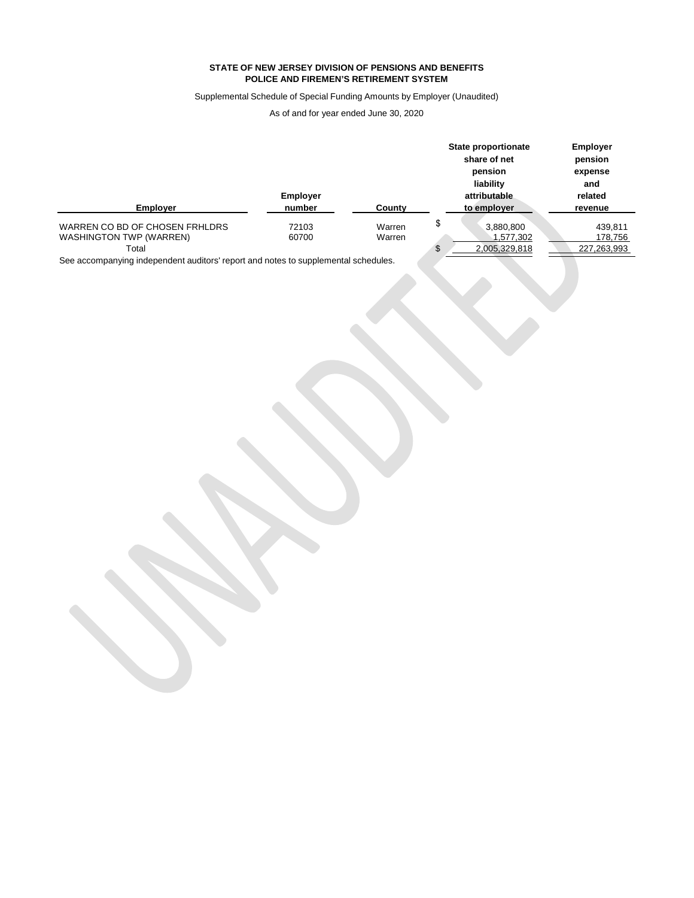**STATE OF NEW JERSEY DIVISION OF PENSIONS AND BENEFITS**
**POLICE AND FIREMEN'S RETIREMENT SYSTEM**

Supplemental Schedule of Special Funding Amounts by Employer (Unaudited)

As of and for year ended June 30, 2020

| Employer | Employer number | County | State proportionate share of net pension liability attributable to employer | Employer pension expense and related revenue |
|---|---|---|---|---|
| WARREN CO BD OF CHOSEN FRHLDRS | 72103 | Warren | $ 3,880,800 | 439,811 |
| WASHINGTON TWP (WARREN) | 60700 | Warren | 1,577,302 | 178,756 |
| Total | | | $ 2,005,329,818 | 227,263,993 |

See accompanying independent auditors' report and notes to supplemental schedules.